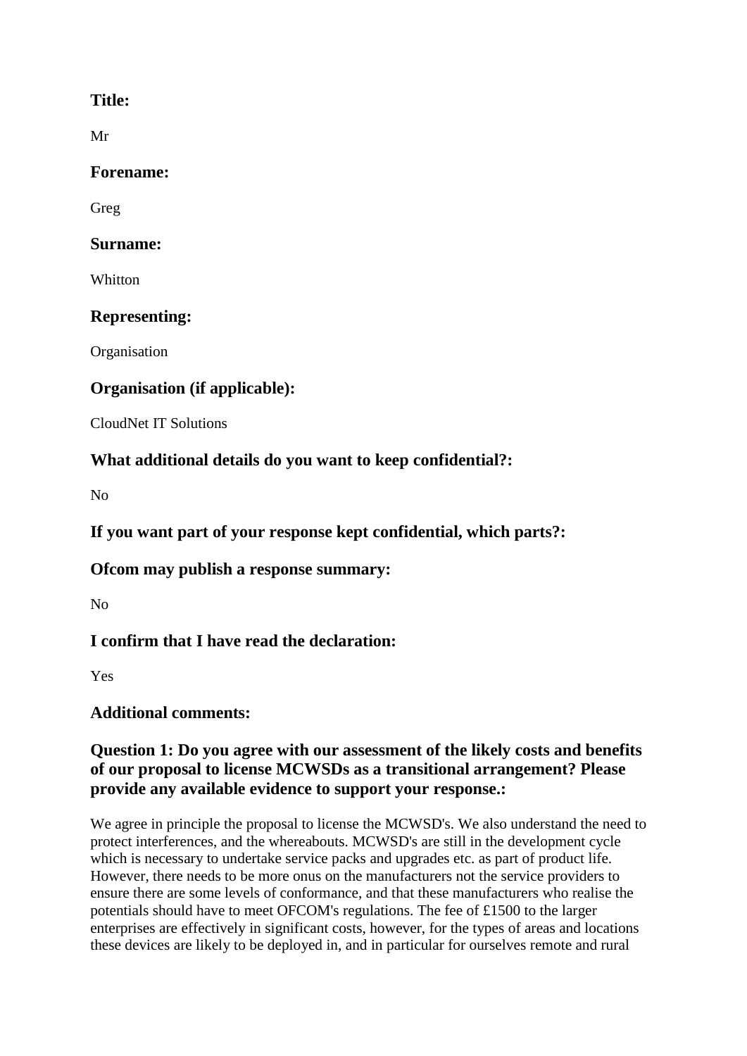**Title:**

Mr

**Forename:**

Greg

**Surname:**

Whitton

**Representing:**

Organisation

**Organisation (if applicable):**

CloudNet IT Solutions

**What additional details do you want to keep confidential?:**

No

**If you want part of your response kept confidential, which parts?:**

**Ofcom may publish a response summary:**

No

**I confirm that I have read the declaration:**

Yes

**Additional comments:**

**Question 1: Do you agree with our assessment of the likely costs and benefits of our proposal to license MCWSDs as a transitional arrangement? Please provide any available evidence to support your response.:**

We agree in principle the proposal to license the MCWSD's. We also understand the need to protect interferences, and the whereabouts. MCWSD's are still in the development cycle which is necessary to undertake service packs and upgrades etc. as part of product life. However, there needs to be more onus on the manufacturers not the service providers to ensure there are some levels of conformance, and that these manufacturers who realise the potentials should have to meet OFCOM's regulations. The fee of £1500 to the larger enterprises are effectively in significant costs, however, for the types of areas and locations these devices are likely to be deployed in, and in particular for ourselves remote and rural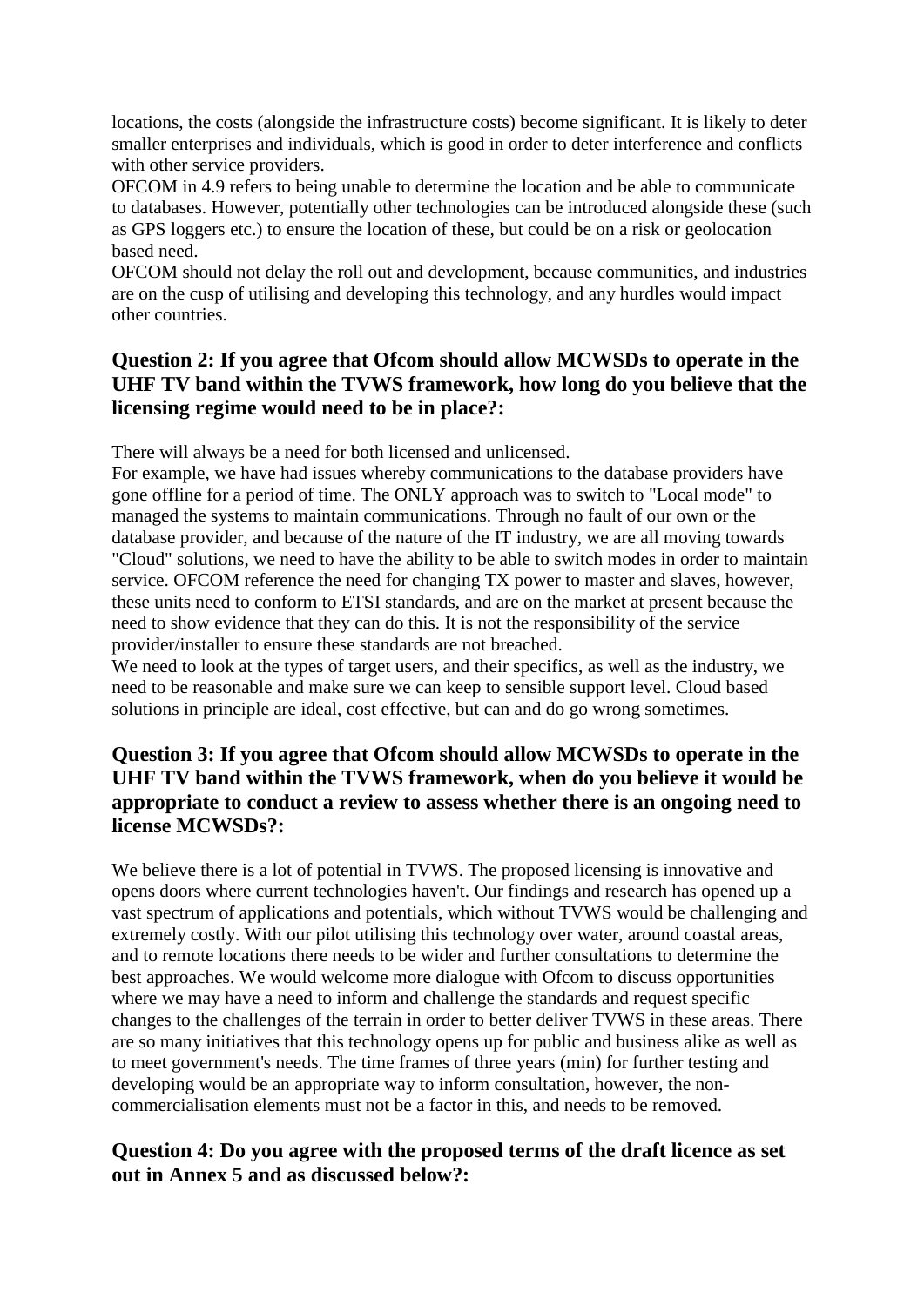locations, the costs (alongside the infrastructure costs) become significant. It is likely to deter smaller enterprises and individuals, which is good in order to deter interference and conflicts with other service providers.

OFCOM in 4.9 refers to being unable to determine the location and be able to communicate to databases. However, potentially other technologies can be introduced alongside these (such as GPS loggers etc.) to ensure the location of these, but could be on a risk or geolocation based need.

OFCOM should not delay the roll out and development, because communities, and industries are on the cusp of utilising and developing this technology, and any hurdles would impact other countries.

### Question 2: If you agree that Ofcom should allow MCWSDs to operate in the UHF TV band within the TVWS framework, how long do you believe that the licensing regime would need to be in place?:

There will always be a need for both licensed and unlicensed.

For example, we have had issues whereby communications to the database providers have gone offline for a period of time. The ONLY approach was to switch to "Local mode" to managed the systems to maintain communications. Through no fault of our own or the database provider, and because of the nature of the IT industry, we are all moving towards "Cloud" solutions, we need to have the ability to be able to switch modes in order to maintain service. OFCOM reference the need for changing TX power to master and slaves, however, these units need to conform to ETSI standards, and are on the market at present because the need to show evidence that they can do this. It is not the responsibility of the service provider/installer to ensure these standards are not breached.

We need to look at the types of target users, and their specifics, as well as the industry, we need to be reasonable and make sure we can keep to sensible support level. Cloud based solutions in principle are ideal, cost effective, but can and do go wrong sometimes.

### Question 3: If you agree that Ofcom should allow MCWSDs to operate in the UHF TV band within the TVWS framework, when do you believe it would be appropriate to conduct a review to assess whether there is an ongoing need to license MCWSDs?:

We believe there is a lot of potential in TVWS. The proposed licensing is innovative and opens doors where current technologies haven't. Our findings and research has opened up a vast spectrum of applications and potentials, which without TVWS would be challenging and extremely costly. With our pilot utilising this technology over water, around coastal areas, and to remote locations there needs to be wider and further consultations to determine the best approaches. We would welcome more dialogue with Ofcom to discuss opportunities where we may have a need to inform and challenge the standards and request specific changes to the challenges of the terrain in order to better deliver TVWS in these areas. There are so many initiatives that this technology opens up for public and business alike as well as to meet government's needs. The time frames of three years (min) for further testing and developing would be an appropriate way to inform consultation, however, the non-commercialisation elements must not be a factor in this, and needs to be removed.

### Question 4: Do you agree with the proposed terms of the draft licence as set out in Annex 5 and as discussed below?: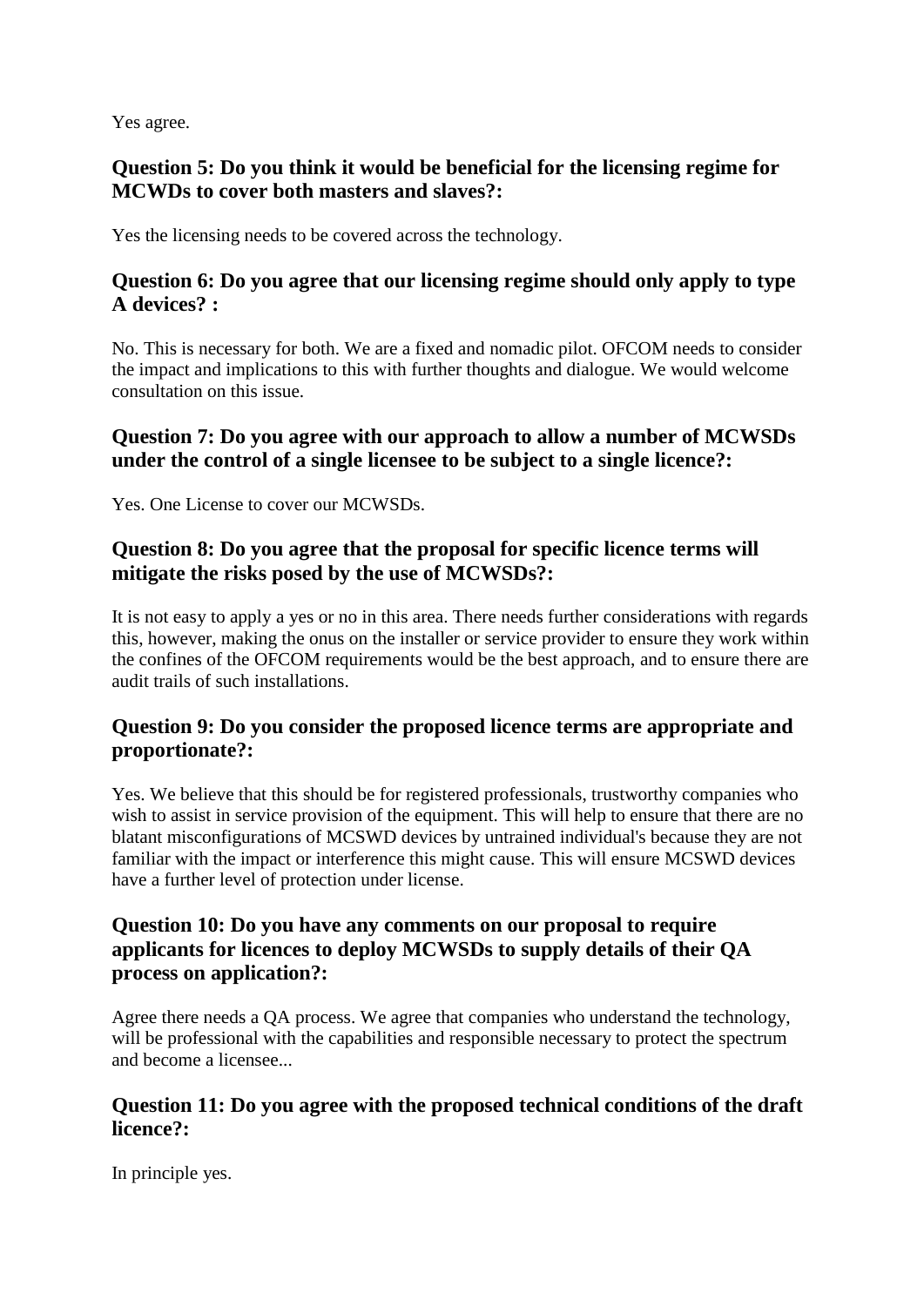Yes agree.

### Question 5: Do you think it would be beneficial for the licensing regime for MCWDs to cover both masters and slaves?:

Yes the licensing needs to be covered across the technology.

### Question 6: Do you agree that our licensing regime should only apply to type A devices? :

No. This is necessary for both. We are a fixed and nomadic pilot. OFCOM needs to consider the impact and implications to this with further thoughts and dialogue. We would welcome consultation on this issue.

### Question 7: Do you agree with our approach to allow a number of MCWSDs under the control of a single licensee to be subject to a single licence?:

Yes. One License to cover our MCWSDs.

### Question 8: Do you agree that the proposal for specific licence terms will mitigate the risks posed by the use of MCWSDs?:

It is not easy to apply a yes or no in this area. There needs further considerations with regards this, however, making the onus on the installer or service provider to ensure they work within the confines of the OFCOM requirements would be the best approach, and to ensure there are audit trails of such installations.

### Question 9: Do you consider the proposed licence terms are appropriate and proportionate?:

Yes. We believe that this should be for registered professionals, trustworthy companies who wish to assist in service provision of the equipment. This will help to ensure that there are no blatant misconfigurations of MCSWD devices by untrained individual's because they are not familiar with the impact or interference this might cause. This will ensure MCSWD devices have a further level of protection under license.

### Question 10: Do you have any comments on our proposal to require applicants for licences to deploy MCWSDs to supply details of their QA process on application?:

Agree there needs a QA process. We agree that companies who understand the technology, will be professional with the capabilities and responsible necessary to protect the spectrum and become a licensee...

### Question 11: Do you agree with the proposed technical conditions of the draft licence?:

In principle yes.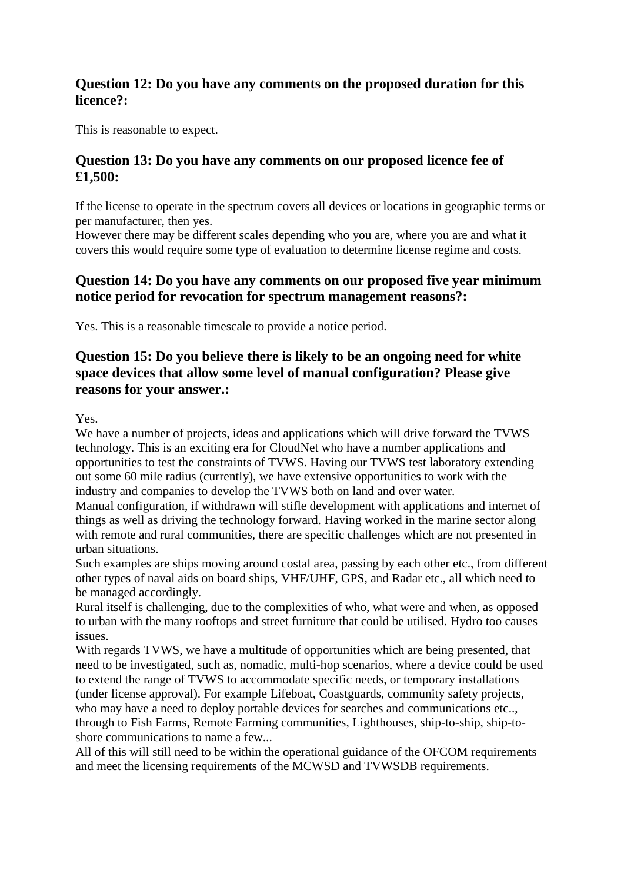### Question 12: Do you have any comments on the proposed duration for this licence?:

This is reasonable to expect.

### Question 13: Do you have any comments on our proposed licence fee of £1,500:

If the license to operate in the spectrum covers all devices or locations in geographic terms or per manufacturer, then yes.
However there may be different scales depending who you are, where you are and what it covers this would require some type of evaluation to determine license regime and costs.

### Question 14: Do you have any comments on our proposed five year minimum notice period for revocation for spectrum management reasons?:

Yes. This is a reasonable timescale to provide a notice period.

### Question 15: Do you believe there is likely to be an ongoing need for white space devices that allow some level of manual configuration? Please give reasons for your answer.:

Yes.
We have a number of projects, ideas and applications which will drive forward the TVWS technology. This is an exciting era for CloudNet who have a number applications and opportunities to test the constraints of TVWS. Having our TVWS test laboratory extending out some 60 mile radius (currently), we have extensive opportunities to work with the industry and companies to develop the TVWS both on land and over water.
Manual configuration, if withdrawn will stifle development with applications and internet of things as well as driving the technology forward. Having worked in the marine sector along with remote and rural communities, there are specific challenges which are not presented in urban situations.
Such examples are ships moving around costal area, passing by each other etc., from different other types of naval aids on board ships, VHF/UHF, GPS, and Radar etc., all which need to be managed accordingly.
Rural itself is challenging, due to the complexities of who, what were and when, as opposed to urban with the many rooftops and street furniture that could be utilised. Hydro too causes issues.
With regards TVWS, we have a multitude of opportunities which are being presented, that need to be investigated, such as, nomadic, multi-hop scenarios, where a device could be used to extend the range of TVWS to accommodate specific needs, or temporary installations (under license approval). For example Lifeboat, Coastguards, community safety projects, who may have a need to deploy portable devices for searches and communications etc.., through to Fish Farms, Remote Farming communities, Lighthouses, ship-to-ship, ship-to-shore communications to name a few...
All of this will still need to be within the operational guidance of the OFCOM requirements and meet the licensing requirements of the MCWSD and TVWSDB requirements.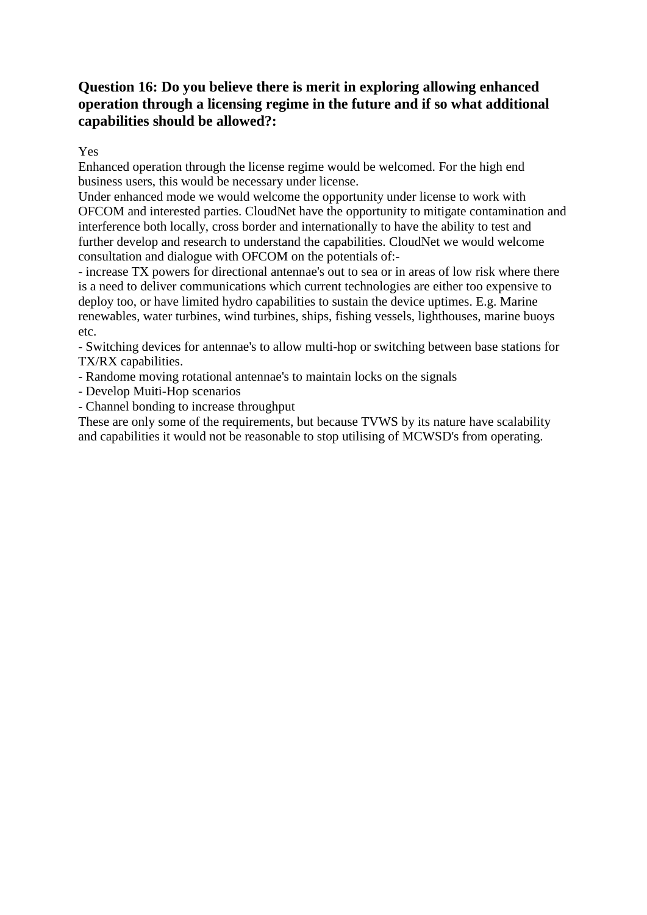### Question 16: Do you believe there is merit in exploring allowing enhanced operation through a licensing regime in the future and if so what additional capabilities should be allowed?:

Yes

Enhanced operation through the license regime would be welcomed. For the high end business users, this would be necessary under license.

Under enhanced mode we would welcome the opportunity under license to work with OFCOM and interested parties. CloudNet have the opportunity to mitigate contamination and interference both locally, cross border and internationally to have the ability to test and further develop and research to understand the capabilities. CloudNet we would welcome consultation and dialogue with OFCOM on the potentials of:-

- increase TX powers for directional antennae's out to sea or in areas of low risk where there is a need to deliver communications which current technologies are either too expensive to deploy too, or have limited hydro capabilities to sustain the device uptimes. E.g. Marine renewables, water turbines, wind turbines, ships, fishing vessels, lighthouses, marine buoys etc.
- Switching devices for antennae's to allow multi-hop or switching between base stations for TX/RX capabilities.
- Randome moving rotational antennae's to maintain locks on the signals
- Develop Muiti-Hop scenarios
- Channel bonding to increase throughput

These are only some of the requirements, but because TVWS by its nature have scalability and capabilities it would not be reasonable to stop utilising of MCWSD's from operating.